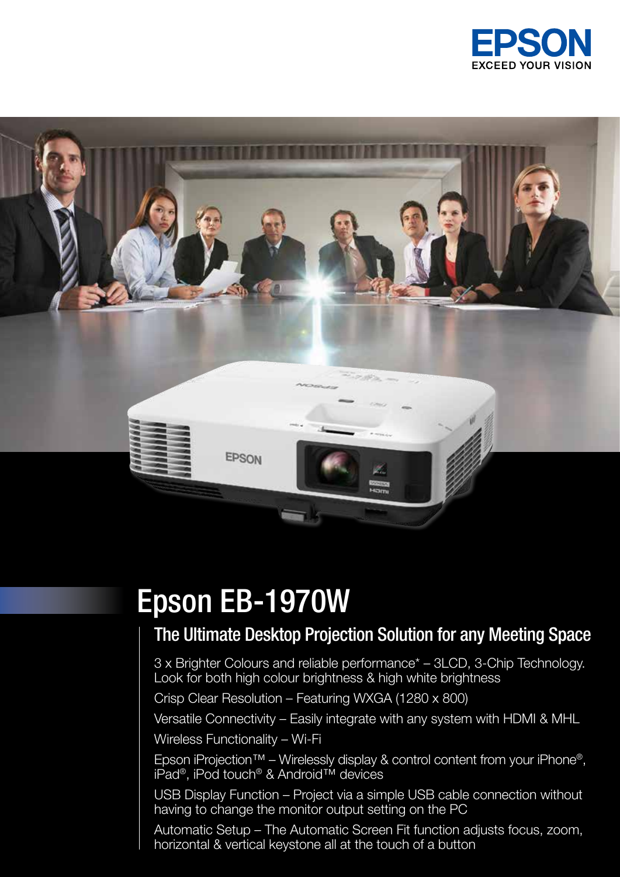EPSON
EXCEED YOUR VISION

# Epson EB-1970W

## The Ultimate Desktop Projection Solution for any Meeting Space

3 x Brighter Colours and reliable performance* – 3LCD, 3-Chip Technology. Look for both high colour brightness & high white brightness

Crisp Clear Resolution – Featuring WXGA (1280 x 800)

Versatile Connectivity – Easily integrate with any system with HDMI & MHL

Wireless Functionality – Wi-Fi

Epson iProjection™ – Wirelessly display & control content from your iPhone®, iPad®, iPod touch® & Android™ devices

USB Display Function – Project via a simple USB cable connection without having to change the monitor output setting on the PC

Automatic Setup – The Automatic Screen Fit function adjusts focus, zoom, horizontal & vertical keystone all at the touch of a button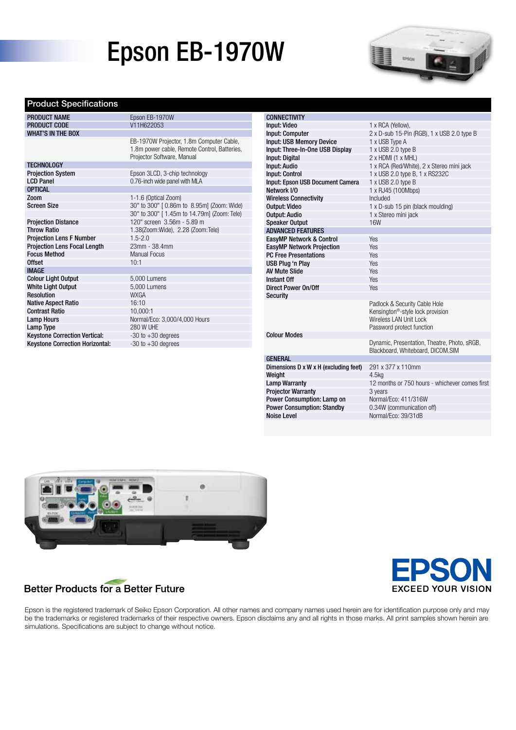# Epson EB-1970W

## Product Specifications

| | |
|---|---|
| **PRODUCT NAME** | Epson EB-1970W |
| **PRODUCT CODE** | V11H622053 |
| **WHAT'S IN THE BOX** | |
| | EB-1970W Projector, 1.8m Computer Cable, 1.8m power cable, Remote Control, Batteries, Projector Software, Manual |
| **TECHNOLOGY** | |
| **Projection System** | Epson 3LCD, 3-chip technology |
| **LCD Panel** | 0.76-inch wide panel with MLA |
| **OPTICAL** | |
| **Zoom** | 1-1.6 (Optical Zoom) |
| **Screen Size** | 30" to 300" [ 0.86m to 8.95m] (Zoom: Wide) |
| | 30" to 300" [ 1.45m to 14.79m] (Zoom: Tele) |
| **Projection Distance** | 120" screen 3.56m - 5.89 m |
| **Throw Ratio** | 1.38(Zoom:Wide), 2.28 (Zoom:Tele) |
| **Projection Lens F Number** | 1.5-2.0 |
| **Projection Lens Focal Length** | 23mm - 38.4mm |
| **Focus Method** | Manual Focus |
| **Offset** | 10:1 |
| **IMAGE** | |
| **Colour Light Output** | 5,000 Lumens |
| **White Light Output** | 5,000 Lumens |
| **Resolution** | WXGA |
| **Native Aspect Ratio** | 16:10 |
| **Contrast Ratio** | 10,000:1 |
| **Lamp Hours** | Normal/Eco: 3,000/4,000 Hours |
| **Lamp Type** | 280 W UHE |
| **Keystone Correction Vertical:** | -30 to +30 degrees |
| **Keystone Correction Horizontal:** | -30 to +30 degrees |

| | |
|---|---|
| **CONNECTIVITY** | |
| **Input: Video** | 1 x RCA (Yellow), |
| **Input: Computer** | 2 x D-sub 15-Pin (RGB), 1 x USB 2.0 type B |
| **Input: USB Memory Device** | 1 x USB Type A |
| **Input: Three-In-One USB Display** | 1 x USB 2.0 type B |
| **Input: Digital** | 2 x HDMI (1 x MHL) |
| **Input: Audio** | 1 x RCA (Red/White), 2 x Stereo mini jack |
| **Input: Control** | 1 x USB 2.0 type B, 1 x RS232C |
| **Input: Epson USB Document Camera** | 1 x USB 2.0 type B |
| **Network I/O** | 1 x RJ45 (100Mbps) |
| **Wireless Connectivity** | Included |
| **Output: Video** | 1 x D-sub 15 pin (black moulding) |
| **Output: Audio** | 1 x Stereo mini jack |
| **Speaker Output** | 16W |
| **ADVANCED FEATURES** | |
| **EasyMP Network & Control** | Yes |
| **EasyMP Network Projection** | Yes |
| **PC Free Presentations** | Yes |
| **USB Plug 'n Play** | Yes |
| **AV Mute Slide** | Yes |
| **Instant Off** | Yes |
| **Direct Power On/Off** | Yes |
| **Security** | |
| | Padlock & Security Cable Hole<br>Kensington®-style lock provision<br>Wireless LAN Unit Lock<br>Password protect function |
| **Colour Modes** | |
| | Dynamic, Presentation, Theatre, Photo, sRGB, Blackboard, Whiteboard, DICOM.SIM |
| **GENERAL** | |
| **Dimensions D x W x H (excluding feet)** | 291 x 377 x 110mm |
| **Weight** | 4.5kg |
| **Lamp Warranty** | 12 months or 750 hours - whichever comes first |
| **Projector Warranty** | 3 years |
| **Power Consumption: Lamp on** | Normal/Eco: 411/316W |
| **Power Consumption: Standby** | 0.34W (communication off) |
| **Noise Level** | Normal/Eco: 39/31dB |

**Better Products for a Better Future**

**EPSON**
EXCEED YOUR VISION

Epson is the registered trademark of Seiko Epson Corporation. All other names and company names used herein are for identification purpose only and may be the trademarks or registered trademarks of their respective owners. Epson disclaims any and all rights in those marks. All print samples shown herein are simulations. Specifications are subject to change without notice.